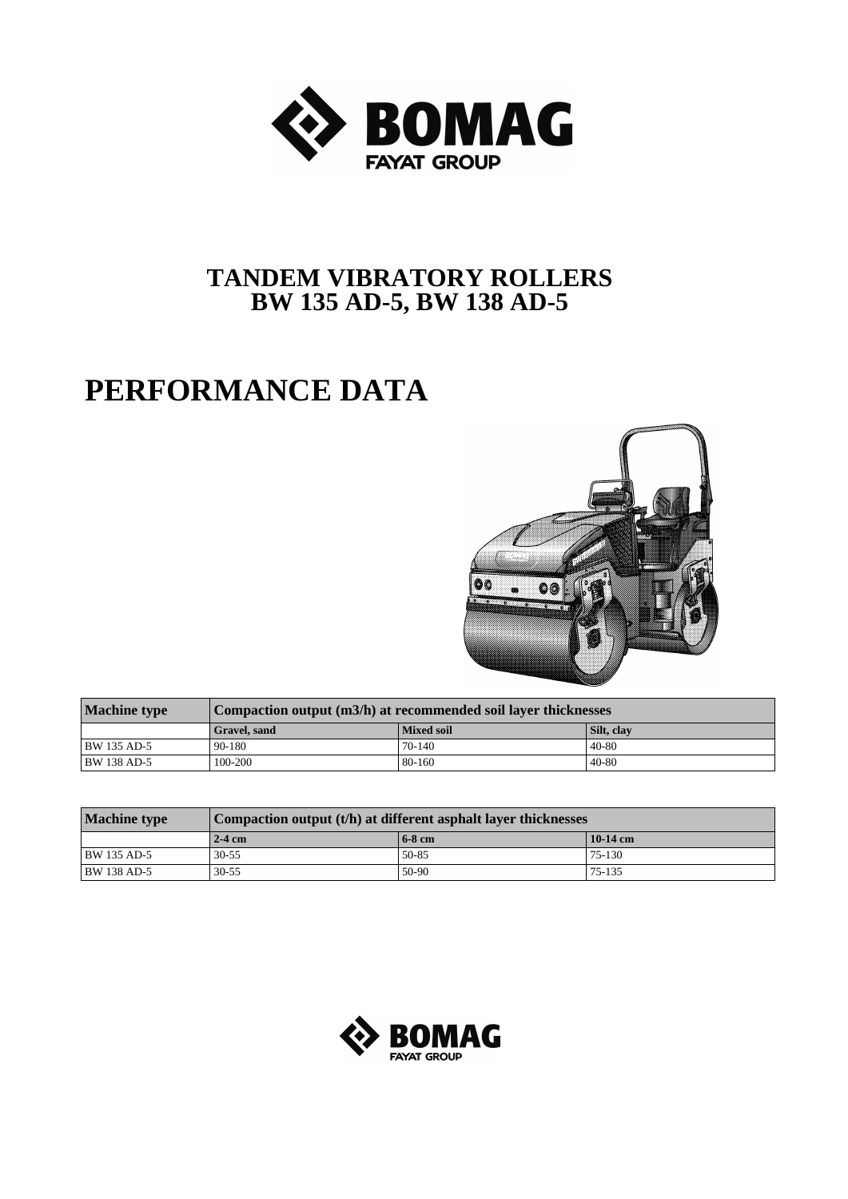# TANDEM VIBRATORY ROLLERS
# BW 135 AD-5, BW 138 AD-5

# PERFORMANCE DATA

| Machine type | Compaction output (m3/h) at recommended soil layer thicknesses | | |
|---|---|---|---|
| | **Gravel, sand** | **Mixed soil** | **Silt, clay** |
| BW 135 AD-5 | 90-180 | 70-140 | 40-80 |
| BW 138 AD-5 | 100-200 | 80-160 | 40-80 |

| Machine type | Compaction output (t/h) at different asphalt layer thicknesses | | |
|---|---|---|---|
| | **2-4 cm** | **6-8 cm** | **10-14 cm** |
| BW 135 AD-5 | 30-55 | 50-85 | 75-130 |
| BW 138 AD-5 | 30-55 | 50-90 | 75-135 |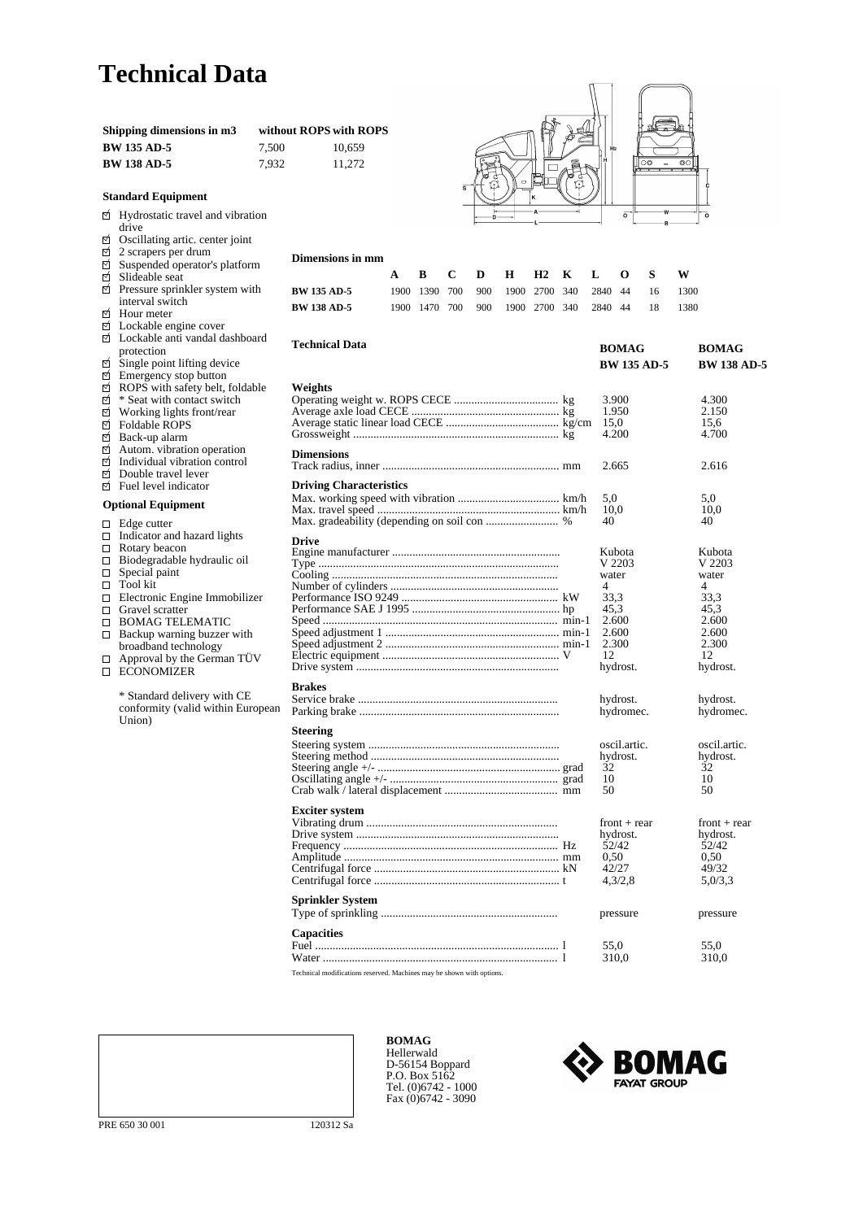# Technical Data

| Shipping dimensions in m3 | without ROPS | with ROPS |
|---|---|---|
| **BW 135 AD-5** | 7,500 | 10,659 |
| **BW 138 AD-5** | 7,932 | 11,272 |

### Standard Equipment

- ☑ Hydrostatic travel and vibration drive
- ☑ Oscillating artic. center joint
- ☑ 2 scrapers per drum
- ☑ Suspended operator's platform
- ☑ Slideable seat
- ☑ Pressure sprinkler system with interval switch
- ☑ Hour meter
- ☑ Lockable engine cover
- ☑ Lockable anti vandal dashboard protection
- ☑ Single point lifting device
- ☑ Emergency stop button
- ☑ ROPS with safety belt, foldable
- ☑ * Seat with contact switch
- ☑ Working lights front/rear
- ☑ Foldable ROPS
- ☑ Back-up alarm
- ☑ Autom. vibration operation
- ☑ Individual vibration control
- ☑ Double travel lever
- ☑ Fuel level indicator

### Optional Equipment

- ☐ Edge cutter
- ☐ Indicator and hazard lights
- ☐ Rotary beacon
- ☐ Biodegradable hydraulic oil
- ☐ Special paint
- ☐ Tool kit
- ☐ Electronic Engine Immobilizer
- ☐ Gravel scratter
- ☐ BOMAG TELEMATIC
- ☐ Backup warning buzzer with broadband technology
- ☐ Approval by the German TÜV
- ☐ ECONOMIZER

\* Standard delivery with CE conformity (valid within European Union)

### Dimensions in mm

| | A | B | C | D | H | H2 | K | L | O | S | W |
|---|---|---|---|---|---|---|---|---|---|---|---|
| **BW 135 AD-5** | 1900 | 1390 | 700 | 900 | 1900 | 2700 | 340 | 2840 | 44 | 16 | 1300 |
| **BW 138 AD-5** | 1900 | 1470 | 700 | 900 | 1900 | 2700 | 340 | 2840 | 44 | 18 | 1380 |

### Technical Data

| Technical Data | | BOMAG BW 135 AD-5 | BOMAG BW 138 AD-5 |
|---|---|---|---|
| **Weights** | | | |
| Operating weight w. ROPS CECE | kg | 3.900 | 4.300 |
| Average axle load CECE | kg | 1.950 | 2.150 |
| Average static linear load CECE | kg/cm | 15,0 | 15,6 |
| Grossweight | kg | 4.200 | 4.700 |
| **Dimensions** | | | |
| Track radius, inner | mm | 2.665 | 2.616 |
| **Driving Characteristics** | | | |
| Max. working speed with vibration | km/h | 5,0 | 5,0 |
| Max. travel speed | km/h | 10,0 | 10,0 |
| Max. gradeability (depending on soil con | % | 40 | 40 |
| **Drive** | | | |
| Engine manufacturer | | Kubota | Kubota |
| Type | | V 2203 | V 2203 |
| Cooling | | water | water |
| Number of cylinders | | 4 | 4 |
| Performance ISO 9249 | kW | 33,3 | 33,3 |
| Performance SAE J 1995 | hp | 45,3 | 45,3 |
| Speed | min-1 | 2.600 | 2.600 |
| Speed adjustment 1 | min-1 | 2.600 | 2.600 |
| Speed adjustment 2 | min-1 | 2.300 | 2.300 |
| Electric equipment | V | 12 | 12 |
| Drive system | | hydrost. | hydrost. |
| **Brakes** | | | |
| Service brake | | hydrost. | hydrost. |
| Parking brake | | hydromec. | hydromec. |
| **Steering** | | | |
| Steering system | | oscil.artic. | oscil.artic. |
| Steering method | | hydrost. | hydrost. |
| Steering angle +/- | grad | 32 | 32 |
| Oscillating angle +/- | grad | 10 | 10 |
| Crab walk / lateral displacement | mm | 50 | 50 |
| **Exciter system** | | | |
| Vibrating drum | | front + rear | front + rear |
| Drive system | | hydrost. | hydrost. |
| Frequency | Hz | 52/42 | 52/42 |
| Amplitude | mm | 0,50 | 0,50 |
| Centrifugal force | kN | 42/27 | 49/32 |
| Centrifugal force | t | 4,3/2,8 | 5,0/3,3 |
| **Sprinkler System** | | | |
| Type of sprinkling | | pressure | pressure |
| **Capacities** | | | |
| Fuel | l | 55,0 | 55,0 |
| Water | l | 310,0 | 310,0 |

Technical modifications reserved. Machines may be shown with options.

**BOMAG**
Hellerwald
D-56154 Boppard
P.O. Box 5162
Tel. (0)6742 - 1000
Fax (0)6742 - 3090

BOMAG FAYAT GROUP

PRE 650 30 001 120312 Sa